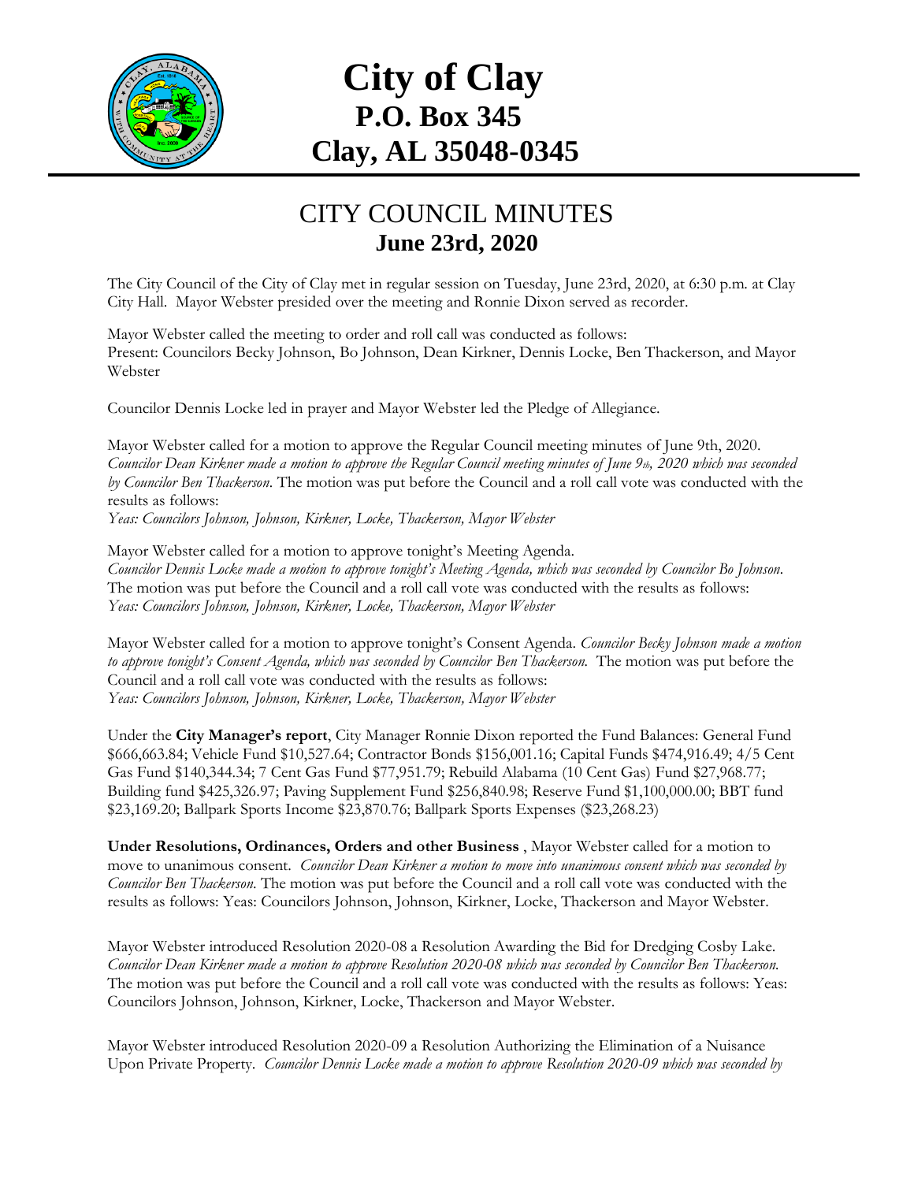# City of Clay
## P.O. Box 345
## Clay, AL 35048-0345

## CITY COUNCIL MINUTES
### June 23rd, 2020

The City Council of the City of Clay met in regular session on Tuesday, June 23rd, 2020, at 6:30 p.m. at Clay City Hall. Mayor Webster presided over the meeting and Ronnie Dixon served as recorder.

Mayor Webster called the meeting to order and roll call was conducted as follows:
Present: Councilors Becky Johnson, Bo Johnson, Dean Kirkner, Dennis Locke, Ben Thackerson, and Mayor Webster

Councilor Dennis Locke led in prayer and Mayor Webster led the Pledge of Allegiance.

Mayor Webster called for a motion to approve the Regular Council meeting minutes of June 9th, 2020. *Councilor Dean Kirkner made a motion to approve the Regular Council meeting minutes of June 9th, 2020 which was seconded by Councilor Ben Thackerson.* The motion was put before the Council and a roll call vote was conducted with the results as follows:
*Yeas: Councilors Johnson, Johnson, Kirkner, Locke, Thackerson, Mayor Webster*

Mayor Webster called for a motion to approve tonight's Meeting Agenda.
*Councilor Dennis Locke made a motion to approve tonight's Meeting Agenda, which was seconded by Councilor Bo Johnson.* The motion was put before the Council and a roll call vote was conducted with the results as follows:
*Yeas: Councilors Johnson, Johnson, Kirkner, Locke, Thackerson, Mayor Webster*

Mayor Webster called for a motion to approve tonight's Consent Agenda. *Councilor Becky Johnson made a motion to approve tonight's Consent Agenda, which was seconded by Councilor Ben Thackerson.* The motion was put before the Council and a roll call vote was conducted with the results as follows:
*Yeas: Councilors Johnson, Johnson, Kirkner, Locke, Thackerson, Mayor Webster*

Under the **City Manager's report**, City Manager Ronnie Dixon reported the Fund Balances: General Fund $666,663.84; Vehicle Fund $10,527.64; Contractor Bonds $156,001.16; Capital Funds $474,916.49; 4/5 Cent Gas Fund $140,344.34; 7 Cent Gas Fund $77,951.79; Rebuild Alabama (10 Cent Gas) Fund $27,968.77; Building fund $425,326.97; Paving Supplement Fund $256,840.98; Reserve Fund $1,100,000.00; BBT fund $23,169.20; Ballpark Sports Income $23,870.76; Ballpark Sports Expenses ($23,268.23)

**Under Resolutions, Ordinances, Orders and other Business** , Mayor Webster called for a motion to move to unanimous consent. *Councilor Dean Kirkner a motion to move into unanimous consent which was seconded by Councilor Ben Thackerson.* The motion was put before the Council and a roll call vote was conducted with the results as follows: Yeas: Councilors Johnson, Johnson, Kirkner, Locke, Thackerson and Mayor Webster.

Mayor Webster introduced Resolution 2020-08 a Resolution Awarding the Bid for Dredging Cosby Lake. *Councilor Dean Kirkner made a motion to approve Resolution 2020-08 which was seconded by Councilor Ben Thackerson.* The motion was put before the Council and a roll call vote was conducted with the results as follows: Yeas: Councilors Johnson, Johnson, Kirkner, Locke, Thackerson and Mayor Webster.

Mayor Webster introduced Resolution 2020-09 a Resolution Authorizing the Elimination of a Nuisance Upon Private Property. *Councilor Dennis Locke made a motion to approve Resolution 2020-09 which was seconded by*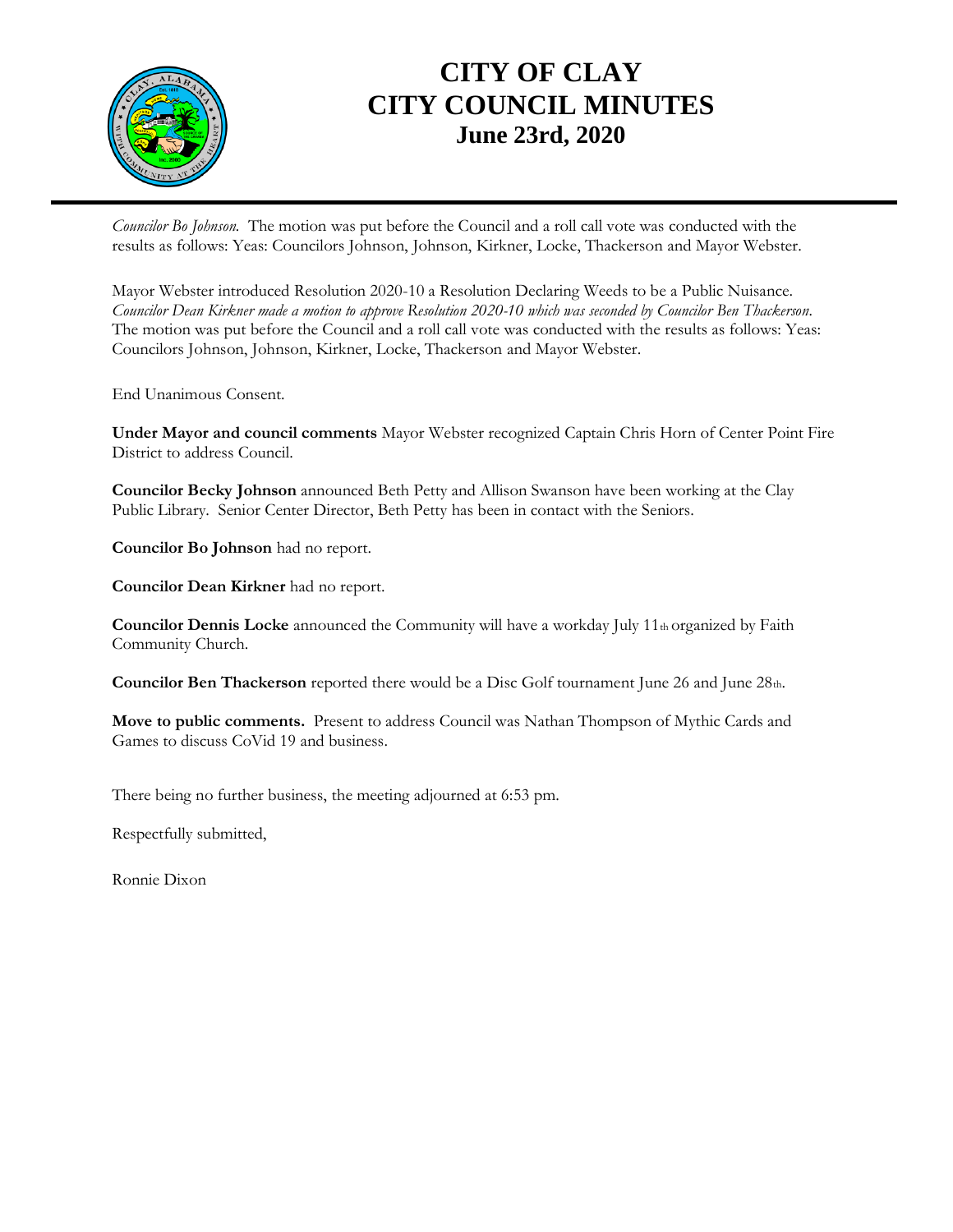*Councilor Bo Johnson.* The motion was put before the Council and a roll call vote was conducted with the results as follows: Yeas: Councilors Johnson, Johnson, Kirkner, Locke, Thackerson and Mayor Webster.

Mayor Webster introduced Resolution 2020-10 a Resolution Declaring Weeds to be a Public Nuisance. *Councilor Dean Kirkner made a motion to approve Resolution 2020-10 which was seconded by Councilor Ben Thackerson.* The motion was put before the Council and a roll call vote was conducted with the results as follows: Yeas: Councilors Johnson, Johnson, Kirkner, Locke, Thackerson and Mayor Webster.

End Unanimous Consent.

**Under Mayor and council comments** Mayor Webster recognized Captain Chris Horn of Center Point Fire District to address Council.

**Councilor Becky Johnson** announced Beth Petty and Allison Swanson have been working at the Clay Public Library. Senior Center Director, Beth Petty has been in contact with the Seniors.

**Councilor Bo Johnson** had no report.

**Councilor Dean Kirkner** had no report.

**Councilor Dennis Locke** announced the Community will have a workday July 11th organized by Faith Community Church.

**Councilor Ben Thackerson** reported there would be a Disc Golf tournament June 26 and June 28th.

**Move to public comments.** Present to address Council was Nathan Thompson of Mythic Cards and Games to discuss CoVid 19 and business.

There being no further business, the meeting adjourned at 6:53 pm.

Respectfully submitted,

Ronnie Dixon